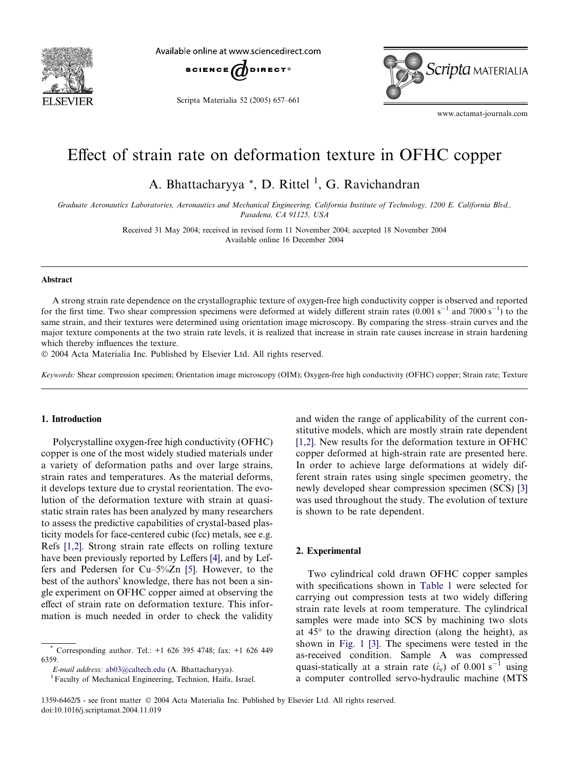# Effect of strain rate on deformation texture in OFHC copper

A. Bhattacharyya *, D. Rittel [1], G. Ravichandran

*Graduate Aeronautics Laboratories, Aeronautics and Mechanical Engineering, California Institute of Technology, 1200 E. California Blvd., Pasadena, CA 91125, USA*

Received 31 May 2004; received in revised form 11 November 2004; accepted 18 November 2004
Available online 16 December 2004

## Abstract

A strong strain rate dependence on the crystallographic texture of oxygen-free high conductivity copper is observed and reported for the first time. Two shear compression specimens were deformed at widely different strain rates (0.001 $s^{-1}$ and 7000 $s^{-1}$) to the same strain, and their textures were determined using orientation image microscopy. By comparing the stress–strain curves and the major texture components at the two strain rate levels, it is realized that increase in strain rate causes increase in strain hardening which thereby influences the texture.

© 2004 Acta Materialia Inc. Published by Elsevier Ltd. All rights reserved.

*Keywords:* Shear compression specimen; Orientation image microscopy (OIM); Oxygen-free high conductivity (OFHC) copper; Strain rate; Texture

## 1. Introduction

Polycrystalline oxygen-free high conductivity (OFHC) copper is one of the most widely studied materials under a variety of deformation paths and over large strains, strain rates and temperatures. As the material deforms, it develops texture due to crystal reorientation. The evolution of the deformation texture with strain at quasi-static strain rates has been analyzed by many researchers to assess the predictive capabilities of crystal-based plasticity models for face-centered cubic (fcc) metals, see e.g. Refs [1,2]. Strong strain rate effects on rolling texture have been previously reported by Leffers [4], and by Leffers and Pedersen for Cu–5%Zn [5]. However, to the best of the authors' knowledge, there has not been a single experiment on OFHC copper aimed at observing the effect of strain rate on deformation texture. This information is much needed in order to check the validity and widen the range of applicability of the current constitutive models, which are mostly strain rate dependent [1,2]. New results for the deformation texture in OFHC copper deformed at high-strain rate are presented here. In order to achieve large deformations at widely different strain rates using single specimen geometry, the newly developed shear compression specimen (SCS) [3] was used throughout the study. The evolution of texture is shown to be rate dependent.

## 2. Experimental

Two cylindrical cold drawn OFHC copper samples with specifications shown in Table 1 were selected for carrying out compression tests at two widely differing strain rate levels at room temperature. The cylindrical samples were made into SCS by machining two slots at 45° to the drawing direction (along the height), as shown in Fig. 1 [3]. The specimens were tested in the as-received condition. Sample A was compressed quasi-statically at a strain rate ($\dot{\varepsilon}_e$) of 0.001 $s^{-1}$ using a computer controlled servo-hydraulic machine (MTS

---

* Corresponding author. Tel.: +1 626 395 4748; fax: +1 626 449 6359.
*E-mail address:* ab03@caltech.edu (A. Bhattacharyya).
[1] Faculty of Mechanical Engineering, Technion, Haifa, Israel.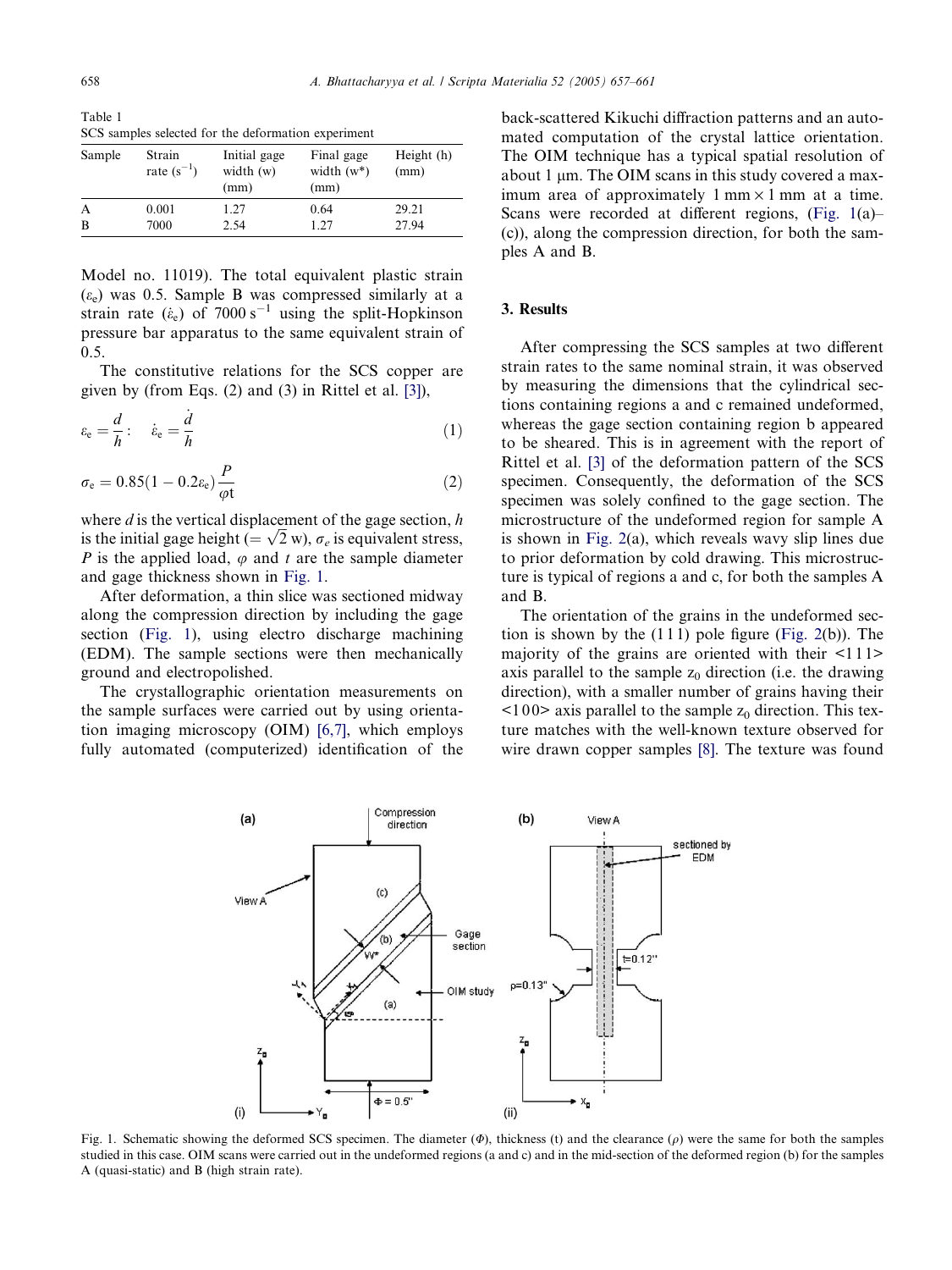Table 1
SCS samples selected for the deformation experiment

| Sample | Strain rate ($s^{-1}$) | Initial gage width (w) (mm) | Final gage width (w*) (mm) | Height (h) (mm) |
|---|---|---|---|---|
| A | 0.001 | 1.27 | 0.64 | 29.21 |
| B | 7000 | 2.54 | 1.27 | 27.94 |

Model no. 11019). The total equivalent plastic strain ($\varepsilon_e$) was 0.5. Sample B was compressed similarly at a strain rate ($\dot{\varepsilon}_e$) of 7000 $s^{-1}$ using the split-Hopkinson pressure bar apparatus to the same equivalent strain of 0.5.

The constitutive relations for the SCS copper are given by (from Eqs. (2) and (3) in Rittel et al. [3]),

$$\varepsilon_e = \frac{d}{h}; \quad \dot{\varepsilon}_e = \frac{\dot{d}}{h} \tag{1}$$

$$\sigma_e = 0.85(1 - 0.2\varepsilon_e)\frac{P}{\varphi t} \tag{2}$$

where $d$ is the vertical displacement of the gage section, $h$ is the initial gage height ($= \sqrt{2}$ w), $\sigma_e$ is equivalent stress, $P$ is the applied load, $\varphi$ and $t$ are the sample diameter and gage thickness shown in Fig. 1.

After deformation, a thin slice was sectioned midway along the compression direction by including the gage section (Fig. 1), using electro discharge machining (EDM). The sample sections were then mechanically ground and electropolished.

The crystallographic orientation measurements on the sample surfaces were carried out by using orientation imaging microscopy (OIM) [6,7], which employs fully automated (computerized) identification of the back-scattered Kikuchi diffraction patterns and an automated computation of the crystal lattice orientation. The OIM technique has a typical spatial resolution of about 1 μm. The OIM scans in this study covered a maximum area of approximately 1 mm × 1 mm at a time. Scans were recorded at different regions, (Fig. 1(a)–(c)), along the compression direction, for both the samples A and B.

## 3. Results

After compressing the SCS samples at two different strain rates to the same nominal strain, it was observed by measuring the dimensions that the cylindrical sections containing regions a and c remained undeformed, whereas the gage section containing region b appeared to be sheared. This is in agreement with the report of Rittel et al. [3] of the deformation pattern of the SCS specimen. Consequently, the deformation of the SCS specimen was solely confined to the gage section. The microstructure of the undeformed region for sample A is shown in Fig. 2(a), which reveals wavy slip lines due to prior deformation by cold drawing. This microstructure is typical of regions a and c, for both the samples A and B.

The orientation of the grains in the undeformed section is shown by the (111) pole figure (Fig. 2(b)). The majority of the grains are oriented with their <111> axis parallel to the sample $z_0$ direction (i.e. the drawing direction), with a smaller number of grains having their <100> axis parallel to the sample $z_0$ direction. This texture matches with the well-known texture observed for wire drawn copper samples [8]. The texture was found

Fig. 1. Schematic showing the deformed SCS specimen. The diameter ($\Phi$), thickness (t) and the clearance ($\rho$) were the same for both the samples studied in this case. OIM scans were carried out in the undeformed regions (a and c) and in the mid-section of the deformed region (b) for the samples A (quasi-static) and B (high strain rate).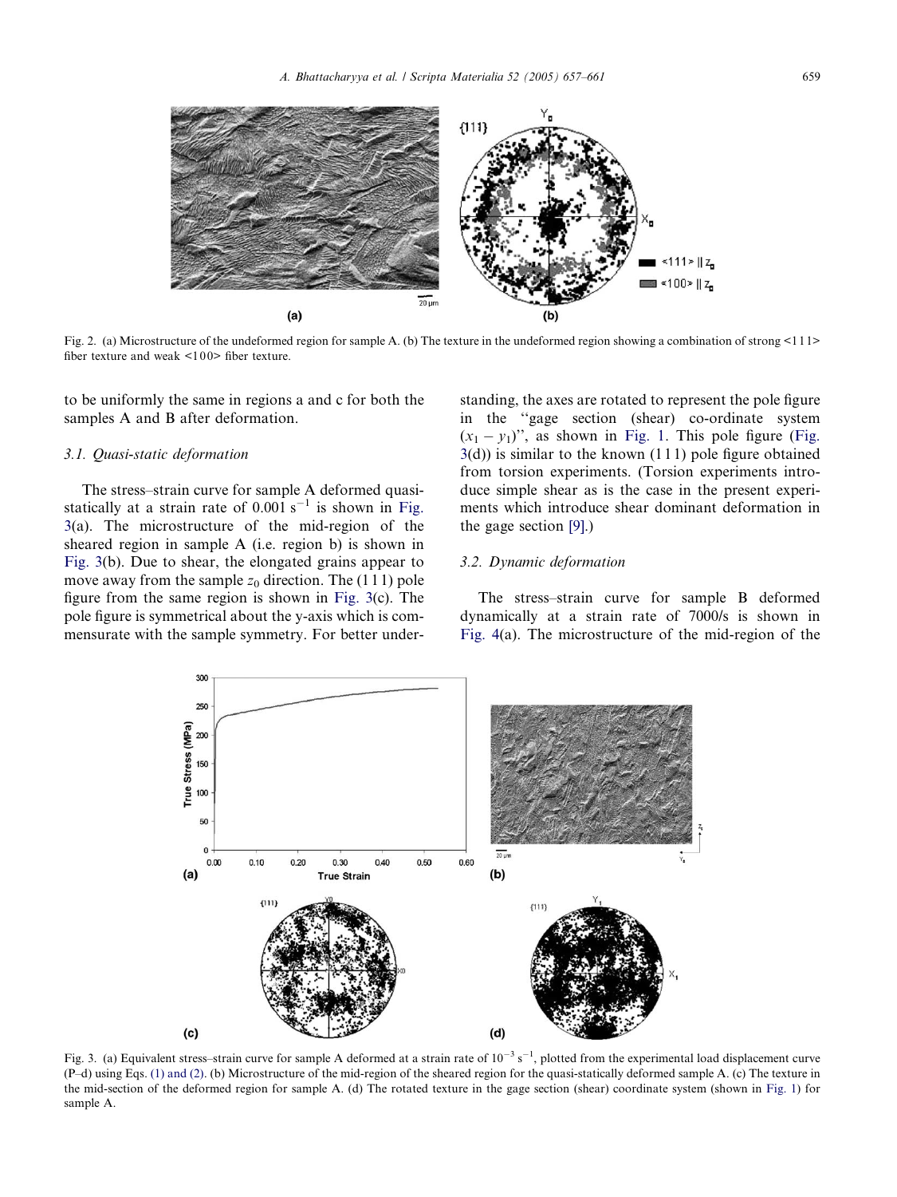Fig. 2. (a) Microstructure of the undeformed region for sample A. (b) The texture in the undeformed region showing a combination of strong <1 1 1> fiber texture and weak <1 0 0> fiber texture.

to be uniformly the same in regions a and c for both the samples A and B after deformation.

### 3.1. Quasi-static deformation

The stress–strain curve for sample A deformed quasi-statically at a strain rate of $0.001\ s^{-1}$ is shown in Fig. 3(a). The microstructure of the mid-region of the sheared region in sample A (i.e. region b) is shown in Fig. 3(b). Due to shear, the elongated grains appear to move away from the sample $z_0$ direction. The (1 1 1) pole figure from the same region is shown in Fig. 3(c). The pole figure is symmetrical about the y-axis which is commensurate with the sample symmetry. For better understanding, the axes are rotated to represent the pole figure in the "gage section (shear) co-ordinate system $(x_1 - y_1)$", as shown in Fig. 1. This pole figure (Fig. 3(d)) is similar to the known (1 1 1) pole figure obtained from torsion experiments. (Torsion experiments introduce simple shear as is the case in the present experiments which introduce shear dominant deformation in the gage section [9].)

### 3.2. Dynamic deformation

The stress–strain curve for sample B deformed dynamically at a strain rate of 7000/s is shown in Fig. 4(a). The microstructure of the mid-region of the

Fig. 3. (a) Equivalent stress–strain curve for sample A deformed at a strain rate of $10^{-3}\ s^{-1}$, plotted from the experimental load displacement curve (P–d) using Eqs. (1) and (2). (b) Microstructure of the mid-region of the sheared region for the quasi-statically deformed sample A. (c) The texture in the mid-section of the deformed region for sample A. (d) The rotated texture in the gage section (shear) coordinate system (shown in Fig. 1) for sample A.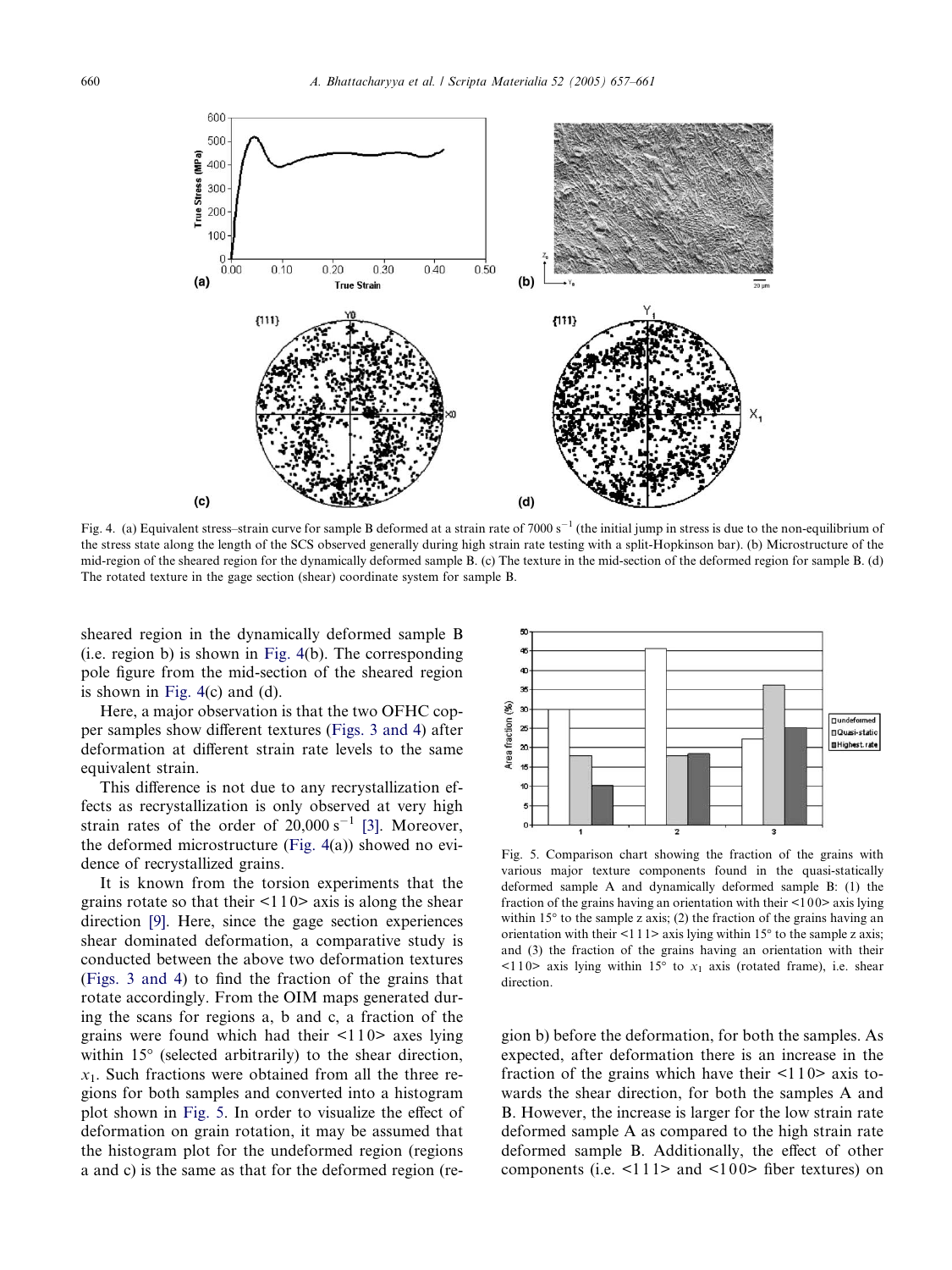Fig. 4. (a) Equivalent stress–strain curve for sample B deformed at a strain rate of 7000 $s^{-1}$ (the initial jump in stress is due to the non-equilibrium of the stress state along the length of the SCS observed generally during high strain rate testing with a split-Hopkinson bar). (b) Microstructure of the mid-region of the sheared region for the dynamically deformed sample B. (c) The texture in the mid-section of the deformed region for sample B. (d) The rotated texture in the gage section (shear) coordinate system for sample B.

sheared region in the dynamically deformed sample B (i.e. region b) is shown in Fig. 4(b). The corresponding pole figure from the mid-section of the sheared region is shown in Fig. 4(c) and (d).

Here, a major observation is that the two OFHC copper samples show different textures (Figs. 3 and 4) after deformation at different strain rate levels to the same equivalent strain.

This difference is not due to any recrystallization effects as recrystallization is only observed at very high strain rates of the order of 20,000 $s^{-1}$ [3]. Moreover, the deformed microstructure (Fig. 4(a)) showed no evidence of recrystallized grains.

It is known from the torsion experiments that the grains rotate so that their <110> axis is along the shear direction [9]. Here, since the gage section experiences shear dominated deformation, a comparative study is conducted between the above two deformation textures (Figs. 3 and 4) to find the fraction of the grains that rotate accordingly. From the OIM maps generated during the scans for regions a, b and c, a fraction of the grains were found which had their <110> axes lying within 15° (selected arbitrarily) to the shear direction, $x_1$. Such fractions were obtained from all the three regions for both samples and converted into a histogram plot shown in Fig. 5. In order to visualize the effect of deformation on grain rotation, it may be assumed that the histogram plot for the undeformed region (regions a and c) is the same as that for the deformed region (region b) before the deformation, for both the samples. As expected, after deformation there is an increase in the fraction of the grains which have their <110> axis towards the shear direction, for both the samples A and B. However, the increase is larger for the low strain rate deformed sample A as compared to the high strain rate deformed sample B. Additionally, the effect of other components (i.e. <111> and <100> fiber textures) on

Fig. 5. Comparison chart showing the fraction of the grains with various major texture components found in the quasi-statically deformed sample A and dynamically deformed sample B: (1) the fraction of the grains having an orientation with their <100> axis lying within 15° to the sample z axis; (2) the fraction of the grains having an orientation with their <111> axis lying within 15° to the sample z axis; and (3) the fraction of the grains having an orientation with their <110> axis lying within 15° to $x_1$ axis (rotated frame), i.e. shear direction.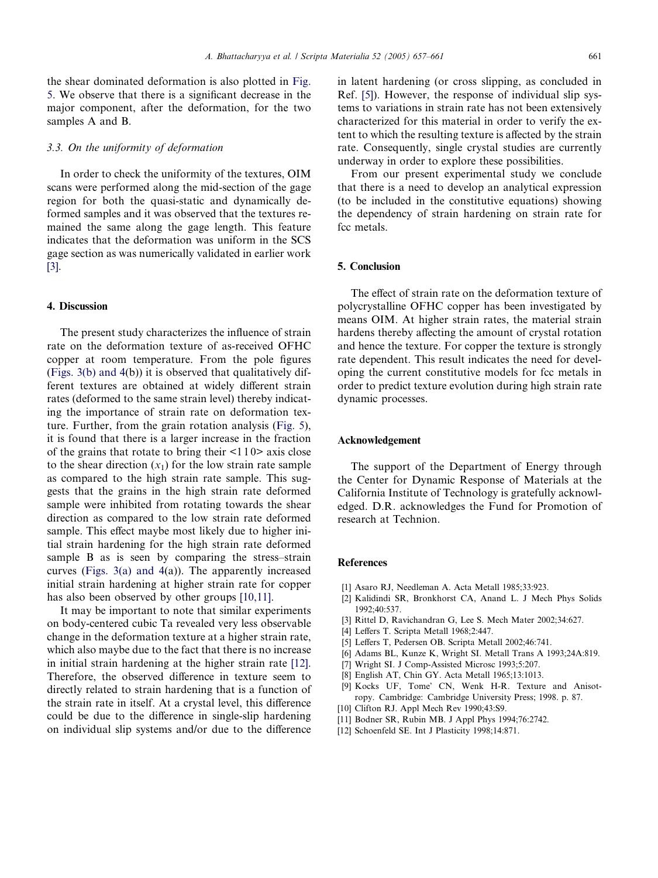the shear dominated deformation is also plotted in Fig. 5. We observe that there is a significant decrease in the major component, after the deformation, for the two samples A and B.

### 3.3. On the uniformity of deformation

In order to check the uniformity of the textures, OIM scans were performed along the mid-section of the gage region for both the quasi-static and dynamically deformed samples and it was observed that the textures remained the same along the gage length. This feature indicates that the deformation was uniform in the SCS gage section as was numerically validated in earlier work [3].

## 4. Discussion

The present study characterizes the influence of strain rate on the deformation texture of as-received OFHC copper at room temperature. From the pole figures (Figs. 3(b) and 4(b)) it is observed that qualitatively different textures are obtained at widely different strain rates (deformed to the same strain level) thereby indicating the importance of strain rate on deformation texture. Further, from the grain rotation analysis (Fig. 5), it is found that there is a larger increase in the fraction of the grains that rotate to bring their <1 1 0> axis close to the shear direction ($x_1$) for the low strain rate sample as compared to the high strain rate sample. This suggests that the grains in the high strain rate deformed sample were inhibited from rotating towards the shear direction as compared to the low strain rate deformed sample. This effect maybe most likely due to higher initial strain hardening for the high strain rate deformed sample B as is seen by comparing the stress–strain curves (Figs. 3(a) and 4(a)). The apparently increased initial strain hardening at higher strain rate for copper has also been observed by other groups [10,11].

It may be important to note that similar experiments on body-centered cubic Ta revealed very less observable change in the deformation texture at a higher strain rate, which also maybe due to the fact that there is no increase in initial strain hardening at the higher strain rate [12]. Therefore, the observed difference in texture seem to directly related to strain hardening that is a function of the strain rate in itself. At a crystal level, this difference could be due to the difference in single-slip hardening on individual slip systems and/or due to the difference in latent hardening (or cross slipping, as concluded in Ref. [5]). However, the response of individual slip systems to variations in strain rate has not been extensively characterized for this material in order to verify the extent to which the resulting texture is affected by the strain rate. Consequently, single crystal studies are currently underway in order to explore these possibilities.

From our present experimental study we conclude that there is a need to develop an analytical expression (to be included in the constitutive equations) showing the dependency of strain hardening on strain rate for fcc metals.

## 5. Conclusion

The effect of strain rate on the deformation texture of polycrystalline OFHC copper has been investigated by means OIM. At higher strain rates, the material strain hardens thereby affecting the amount of crystal rotation and hence the texture. For copper the texture is strongly rate dependent. This result indicates the need for developing the current constitutive models for fcc metals in order to predict texture evolution during high strain rate dynamic processes.

## Acknowledgement

The support of the Department of Energy through the Center for Dynamic Response of Materials at the California Institute of Technology is gratefully acknowledged. D.R. acknowledges the Fund for Promotion of research at Technion.

## References

[1] Asaro RJ, Needleman A. Acta Metall 1985;33:923.
[2] Kalidindi SR, Bronkhorst CA, Anand L. J Mech Phys Solids 1992;40:537.
[3] Rittel D, Ravichandran G, Lee S. Mech Mater 2002;34:627.
[4] Leffers T. Scripta Metall 1968;2:447.
[5] Leffers T, Pedersen OB. Scripta Metall 2002;46:741.
[6] Adams BL, Kunze K, Wright SI. Metall Trans A 1993;24A:819.
[7] Wright SI. J Comp-Assisted Microsc 1993;5:207.
[8] English AT, Chin GY. Acta Metall 1965;13:1013.
[9] Kocks UF, Tome' CN, Wenk H-R. Texture and Anisotropy. Cambridge: Cambridge University Press; 1998. p. 87.
[10] Clifton RJ. Appl Mech Rev 1990;43:S9.
[11] Bodner SR, Rubin MB. J Appl Phys 1994;76:2742.
[12] Schoenfeld SE. Int J Plasticity 1998;14:871.